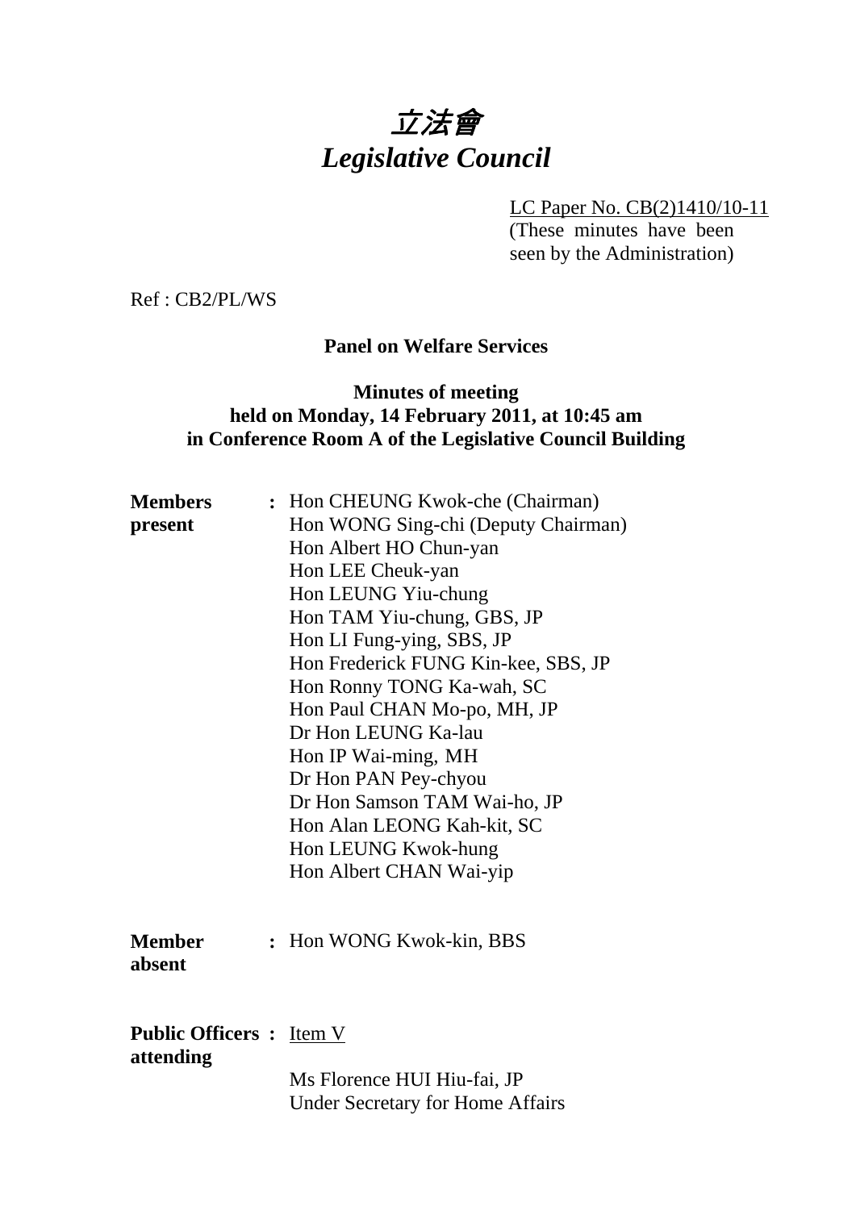# *立法會*
# *Legislative Council*

LC Paper No. CB(2)1410/10-11
(These minutes have been seen by the Administration)

Ref : CB2/PL/WS

**Panel on Welfare Services**

**Minutes of meeting**
**held on Monday, 14 February 2011, at 10:45 am**
**in Conference Room A of the Legislative Council Building**

**Members present** : Hon CHEUNG Kwok-che (Chairman)
Hon WONG Sing-chi (Deputy Chairman)
Hon Albert HO Chun-yan
Hon LEE Cheuk-yan
Hon LEUNG Yiu-chung
Hon TAM Yiu-chung, GBS, JP
Hon LI Fung-ying, SBS, JP
Hon Frederick FUNG Kin-kee, SBS, JP
Hon Ronny TONG Ka-wah, SC
Hon Paul CHAN Mo-po, MH, JP
Dr Hon LEUNG Ka-lau
Hon IP Wai-ming, MH
Dr Hon PAN Pey-chyou
Dr Hon Samson TAM Wai-ho, JP
Hon Alan LEONG Kah-kit, SC
Hon LEUNG Kwok-hung
Hon Albert CHAN Wai-yip

**Member absent** : Hon WONG Kwok-kin, BBS

**Public Officers attending** : Item V

Ms Florence HUI Hiu-fai, JP
Under Secretary for Home Affairs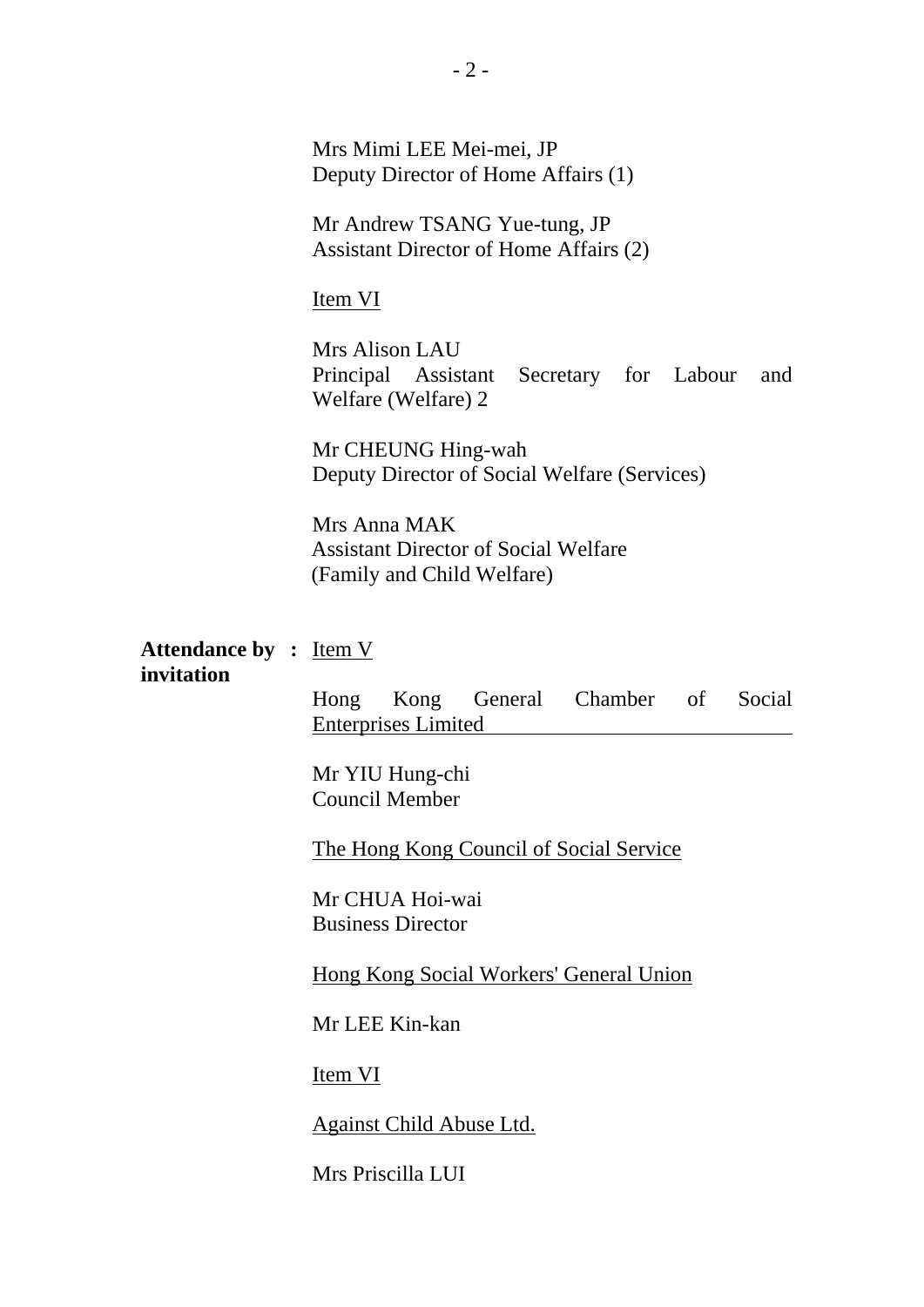Mrs Mimi LEE Mei-mei, JP
Deputy Director of Home Affairs (1)

Mr Andrew TSANG Yue-tung, JP
Assistant Director of Home Affairs (2)

Item VI

Mrs Alison LAU
Principal Assistant Secretary for Labour and Welfare (Welfare) 2

Mr CHEUNG Hing-wah
Deputy Director of Social Welfare (Services)

Mrs Anna MAK
Assistant Director of Social Welfare
(Family and Child Welfare)

**Attendance by invitation :** Item V

Hong Kong General Chamber of Social Enterprises Limited

Mr YIU Hung-chi
Council Member

The Hong Kong Council of Social Service

Mr CHUA Hoi-wai
Business Director

Hong Kong Social Workers' General Union

Mr LEE Kin-kan

Item VI

Against Child Abuse Ltd.

Mrs Priscilla LUI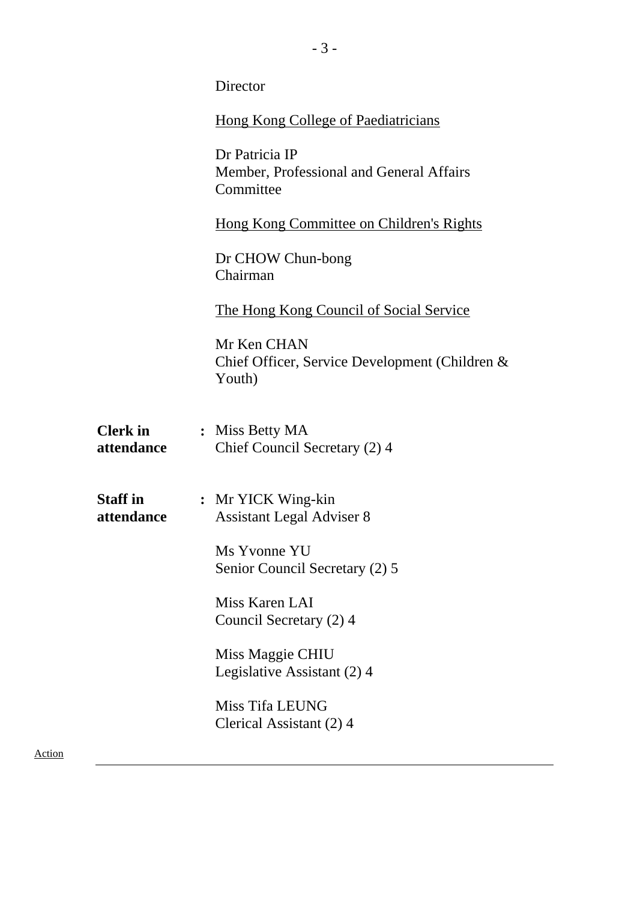Director

<u>Hong Kong College of Paediatricians</u>

Dr Patricia IP
Member, Professional and General Affairs Committee

<u>Hong Kong Committee on Children's Rights</u>

Dr CHOW Chun-bong
Chairman

<u>The Hong Kong Council of Social Service</u>

Mr Ken CHAN
Chief Officer, Service Development (Children & Youth)

**Clerk in attendance** : Miss Betty MA
Chief Council Secretary (2) 4

**Staff in attendance** : Mr YICK Wing-kin
Assistant Legal Adviser 8

Ms Yvonne YU
Senior Council Secretary (2) 5

Miss Karen LAI
Council Secretary (2) 4

Miss Maggie CHIU
Legislative Assistant (2) 4

Miss Tifa LEUNG
Clerical Assistant (2) 4

Action

---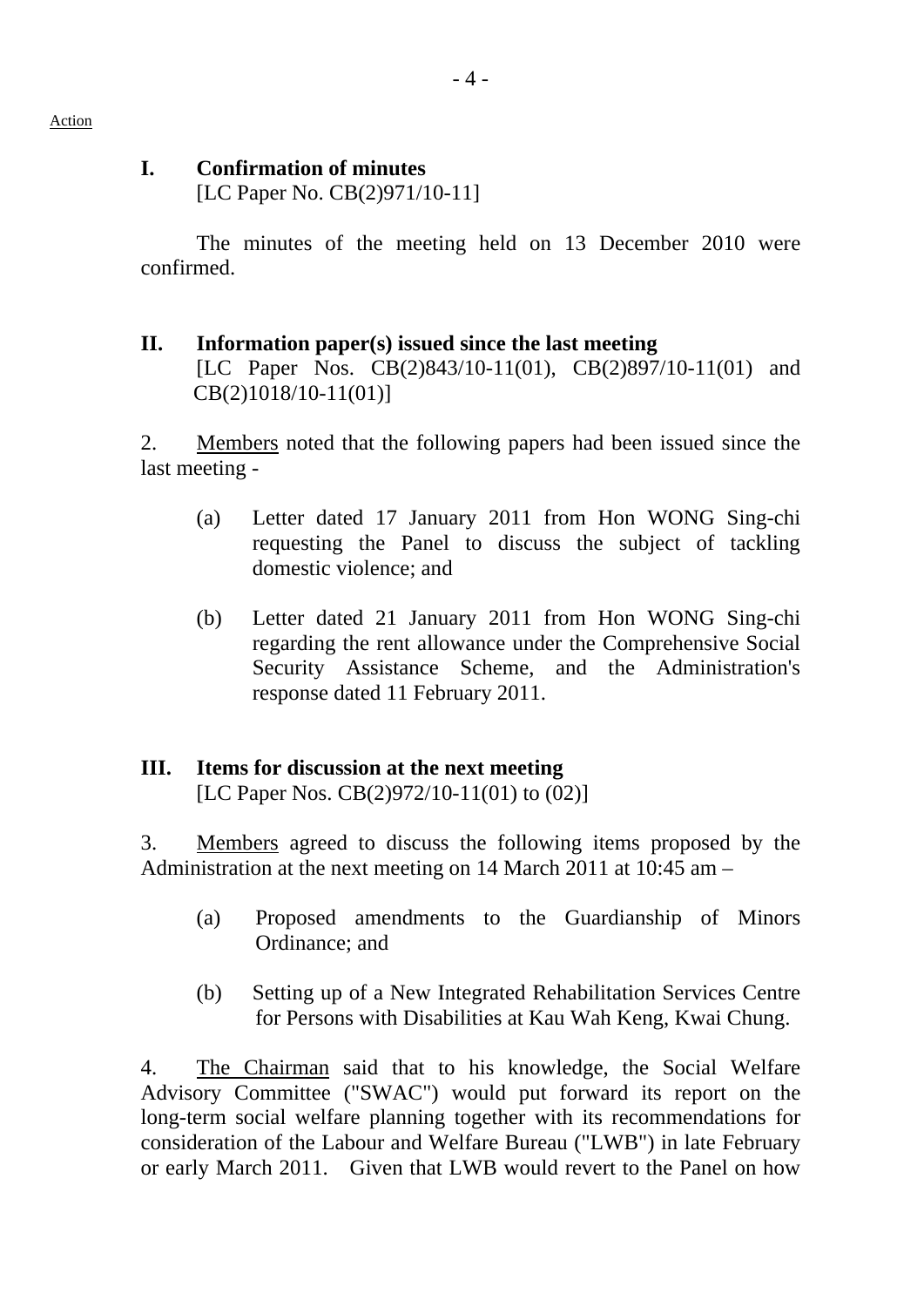Action

## I. Confirmation of minutes
[LC Paper No. CB(2)971/10-11]

The minutes of the meeting held on 13 December 2010 were confirmed.

## II. Information paper(s) issued since the last meeting
[LC Paper Nos. CB(2)843/10-11(01), CB(2)897/10-11(01) and CB(2)1018/10-11(01)]

2. Members noted that the following papers had been issued since the last meeting -

(a) Letter dated 17 January 2011 from Hon WONG Sing-chi requesting the Panel to discuss the subject of tackling domestic violence; and

(b) Letter dated 21 January 2011 from Hon WONG Sing-chi regarding the rent allowance under the Comprehensive Social Security Assistance Scheme, and the Administration's response dated 11 February 2011.

## III. Items for discussion at the next meeting
[LC Paper Nos. CB(2)972/10-11(01) to (02)]

3. Members agreed to discuss the following items proposed by the Administration at the next meeting on 14 March 2011 at 10:45 am –

(a) Proposed amendments to the Guardianship of Minors Ordinance; and

(b) Setting up of a New Integrated Rehabilitation Services Centre for Persons with Disabilities at Kau Wah Keng, Kwai Chung.

4. The Chairman said that to his knowledge, the Social Welfare Advisory Committee ("SWAC") would put forward its report on the long-term social welfare planning together with its recommendations for consideration of the Labour and Welfare Bureau ("LWB") in late February or early March 2011. Given that LWB would revert to the Panel on how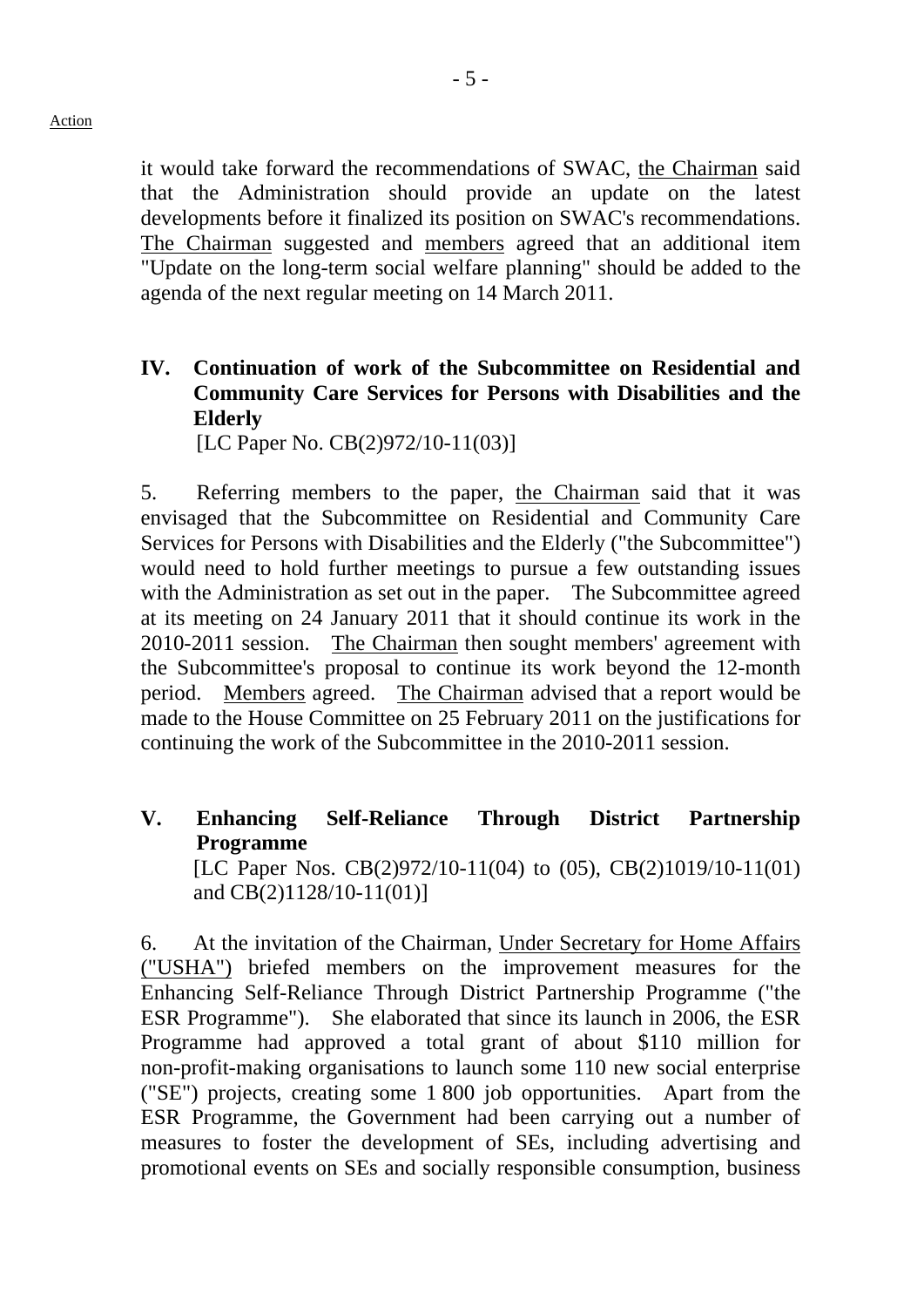it would take forward the recommendations of SWAC, the Chairman said that the Administration should provide an update on the latest developments before it finalized its position on SWAC's recommendations. The Chairman suggested and members agreed that an additional item "Update on the long-term social welfare planning" should be added to the agenda of the next regular meeting on 14 March 2011.

## IV. Continuation of work of the Subcommittee on Residential and Community Care Services for Persons with Disabilities and the Elderly

[LC Paper No. CB(2)972/10-11(03)]

5. Referring members to the paper, the Chairman said that it was envisaged that the Subcommittee on Residential and Community Care Services for Persons with Disabilities and the Elderly ("the Subcommittee") would need to hold further meetings to pursue a few outstanding issues with the Administration as set out in the paper. The Subcommittee agreed at its meeting on 24 January 2011 that it should continue its work in the 2010-2011 session. The Chairman then sought members' agreement with the Subcommittee's proposal to continue its work beyond the 12-month period. Members agreed. The Chairman advised that a report would be made to the House Committee on 25 February 2011 on the justifications for continuing the work of the Subcommittee in the 2010-2011 session.

## V. Enhancing Self-Reliance Through District Partnership Programme

[LC Paper Nos. CB(2)972/10-11(04) to (05), CB(2)1019/10-11(01) and CB(2)1128/10-11(01)]

6. At the invitation of the Chairman, Under Secretary for Home Affairs ("USHA") briefed members on the improvement measures for the Enhancing Self-Reliance Through District Partnership Programme ("the ESR Programme"). She elaborated that since its launch in 2006, the ESR Programme had approved a total grant of about $110 million for non-profit-making organisations to launch some 110 new social enterprise ("SE") projects, creating some 1 800 job opportunities. Apart from the ESR Programme, the Government had been carrying out a number of measures to foster the development of SEs, including advertising and promotional events on SEs and socially responsible consumption, business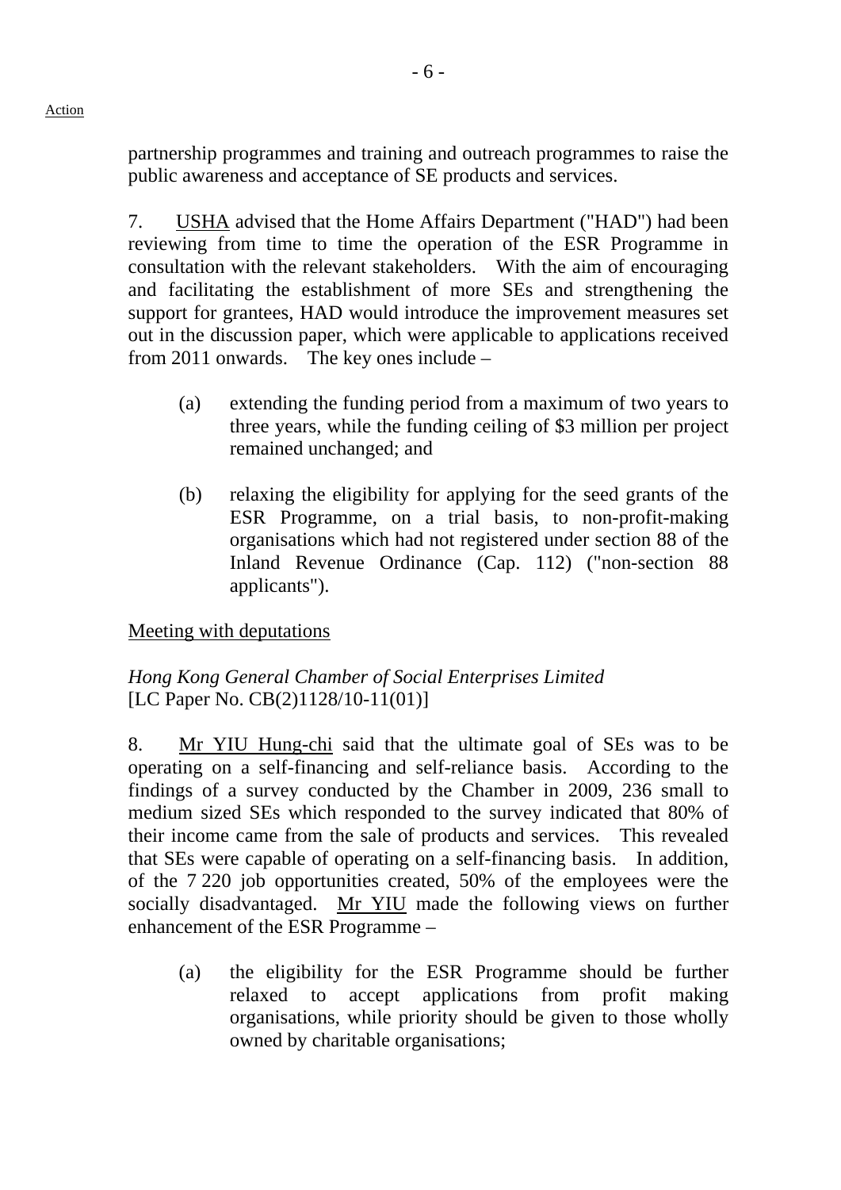partnership programmes and training and outreach programmes to raise the public awareness and acceptance of SE products and services.

7. USHA advised that the Home Affairs Department ("HAD") had been reviewing from time to time the operation of the ESR Programme in consultation with the relevant stakeholders. With the aim of encouraging and facilitating the establishment of more SEs and strengthening the support for grantees, HAD would introduce the improvement measures set out in the discussion paper, which were applicable to applications received from 2011 onwards. The key ones include –

(a) extending the funding period from a maximum of two years to three years, while the funding ceiling of $3 million per project remained unchanged; and

(b) relaxing the eligibility for applying for the seed grants of the ESR Programme, on a trial basis, to non-profit-making organisations which had not registered under section 88 of the Inland Revenue Ordinance (Cap. 112) ("non-section 88 applicants").

Meeting with deputations

*Hong Kong General Chamber of Social Enterprises Limited*
[LC Paper No. CB(2)1128/10-11(01)]

8. Mr YIU Hung-chi said that the ultimate goal of SEs was to be operating on a self-financing and self-reliance basis. According to the findings of a survey conducted by the Chamber in 2009, 236 small to medium sized SEs which responded to the survey indicated that 80% of their income came from the sale of products and services. This revealed that SEs were capable of operating on a self-financing basis. In addition, of the 7 220 job opportunities created, 50% of the employees were the socially disadvantaged. Mr YIU made the following views on further enhancement of the ESR Programme –

(a) the eligibility for the ESR Programme should be further relaxed to accept applications from profit making organisations, while priority should be given to those wholly owned by charitable organisations;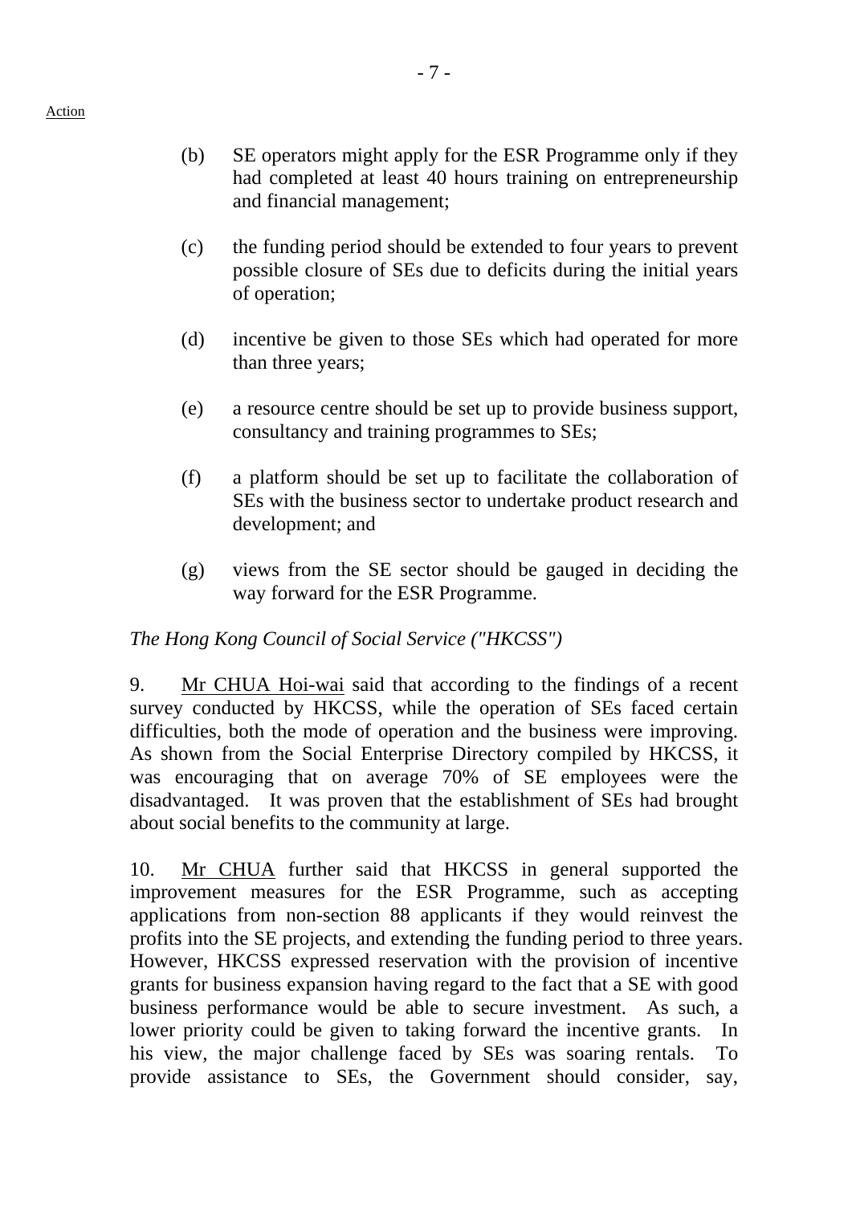(b) SE operators might apply for the ESR Programme only if they had completed at least 40 hours training on entrepreneurship and financial management;

(c) the funding period should be extended to four years to prevent possible closure of SEs due to deficits during the initial years of operation;

(d) incentive be given to those SEs which had operated for more than three years;

(e) a resource centre should be set up to provide business support, consultancy and training programmes to SEs;

(f) a platform should be set up to facilitate the collaboration of SEs with the business sector to undertake product research and development; and

(g) views from the SE sector should be gauged in deciding the way forward for the ESR Programme.

*The Hong Kong Council of Social Service ("HKCSS")*

9. Mr CHUA Hoi-wai said that according to the findings of a recent survey conducted by HKCSS, while the operation of SEs faced certain difficulties, both the mode of operation and the business were improving. As shown from the Social Enterprise Directory compiled by HKCSS, it was encouraging that on average 70% of SE employees were the disadvantaged. It was proven that the establishment of SEs had brought about social benefits to the community at large.

10. Mr CHUA further said that HKCSS in general supported the improvement measures for the ESR Programme, such as accepting applications from non-section 88 applicants if they would reinvest the profits into the SE projects, and extending the funding period to three years. However, HKCSS expressed reservation with the provision of incentive grants for business expansion having regard to the fact that a SE with good business performance would be able to secure investment. As such, a lower priority could be given to taking forward the incentive grants. In his view, the major challenge faced by SEs was soaring rentals. To provide assistance to SEs, the Government should consider, say,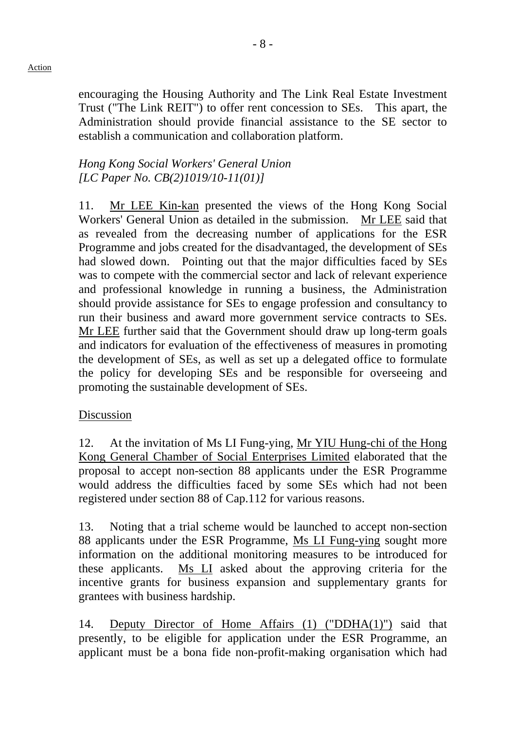encouraging the Housing Authority and The Link Real Estate Investment Trust ("The Link REIT") to offer rent concession to SEs. This apart, the Administration should provide financial assistance to the SE sector to establish a communication and collaboration platform.

*Hong Kong Social Workers' General Union*
*[LC Paper No. CB(2)1019/10-11(01)]*

11. Mr LEE Kin-kan presented the views of the Hong Kong Social Workers' General Union as detailed in the submission. Mr LEE said that as revealed from the decreasing number of applications for the ESR Programme and jobs created for the disadvantaged, the development of SEs had slowed down. Pointing out that the major difficulties faced by SEs was to compete with the commercial sector and lack of relevant experience and professional knowledge in running a business, the Administration should provide assistance for SEs to engage profession and consultancy to run their business and award more government service contracts to SEs. Mr LEE further said that the Government should draw up long-term goals and indicators for evaluation of the effectiveness of measures in promoting the development of SEs, as well as set up a delegated office to formulate the policy for developing SEs and be responsible for overseeing and promoting the sustainable development of SEs.

Discussion

12. At the invitation of Ms LI Fung-ying, Mr YIU Hung-chi of the Hong Kong General Chamber of Social Enterprises Limited elaborated that the proposal to accept non-section 88 applicants under the ESR Programme would address the difficulties faced by some SEs which had not been registered under section 88 of Cap.112 for various reasons.

13. Noting that a trial scheme would be launched to accept non-section 88 applicants under the ESR Programme, Ms LI Fung-ying sought more information on the additional monitoring measures to be introduced for these applicants. Ms LI asked about the approving criteria for the incentive grants for business expansion and supplementary grants for grantees with business hardship.

14. Deputy Director of Home Affairs (1) ("DDHA(1)") said that presently, to be eligible for application under the ESR Programme, an applicant must be a bona fide non-profit-making organisation which had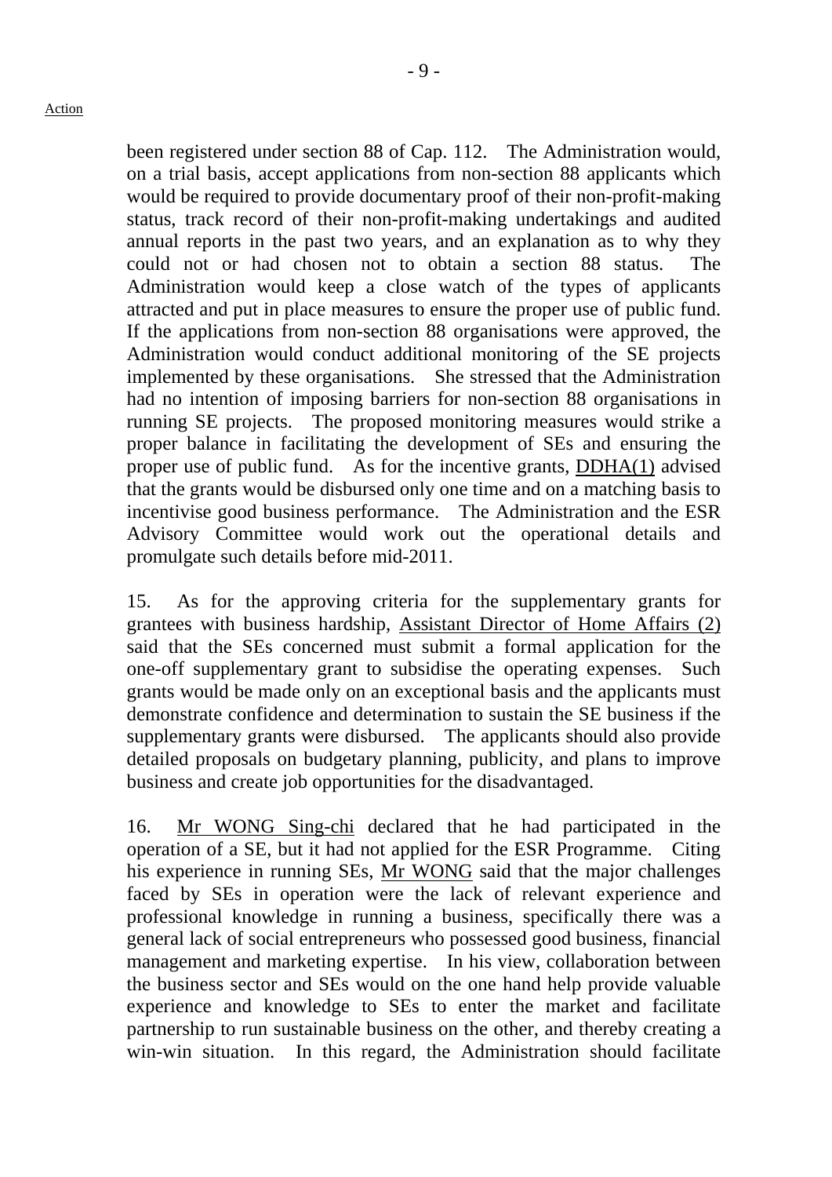been registered under section 88 of Cap. 112. The Administration would, on a trial basis, accept applications from non-section 88 applicants which would be required to provide documentary proof of their non-profit-making status, track record of their non-profit-making undertakings and audited annual reports in the past two years, and an explanation as to why they could not or had chosen not to obtain a section 88 status. The Administration would keep a close watch of the types of applicants attracted and put in place measures to ensure the proper use of public fund. If the applications from non-section 88 organisations were approved, the Administration would conduct additional monitoring of the SE projects implemented by these organisations. She stressed that the Administration had no intention of imposing barriers for non-section 88 organisations in running SE projects. The proposed monitoring measures would strike a proper balance in facilitating the development of SEs and ensuring the proper use of public fund. As for the incentive grants, DDHA(1) advised that the grants would be disbursed only one time and on a matching basis to incentivise good business performance. The Administration and the ESR Advisory Committee would work out the operational details and promulgate such details before mid-2011.

15. As for the approving criteria for the supplementary grants for grantees with business hardship, Assistant Director of Home Affairs (2) said that the SEs concerned must submit a formal application for the one-off supplementary grant to subsidise the operating expenses. Such grants would be made only on an exceptional basis and the applicants must demonstrate confidence and determination to sustain the SE business if the supplementary grants were disbursed. The applicants should also provide detailed proposals on budgetary planning, publicity, and plans to improve business and create job opportunities for the disadvantaged.

16. Mr WONG Sing-chi declared that he had participated in the operation of a SE, but it had not applied for the ESR Programme. Citing his experience in running SEs, Mr WONG said that the major challenges faced by SEs in operation were the lack of relevant experience and professional knowledge in running a business, specifically there was a general lack of social entrepreneurs who possessed good business, financial management and marketing expertise. In his view, collaboration between the business sector and SEs would on the one hand help provide valuable experience and knowledge to SEs to enter the market and facilitate partnership to run sustainable business on the other, and thereby creating a win-win situation. In this regard, the Administration should facilitate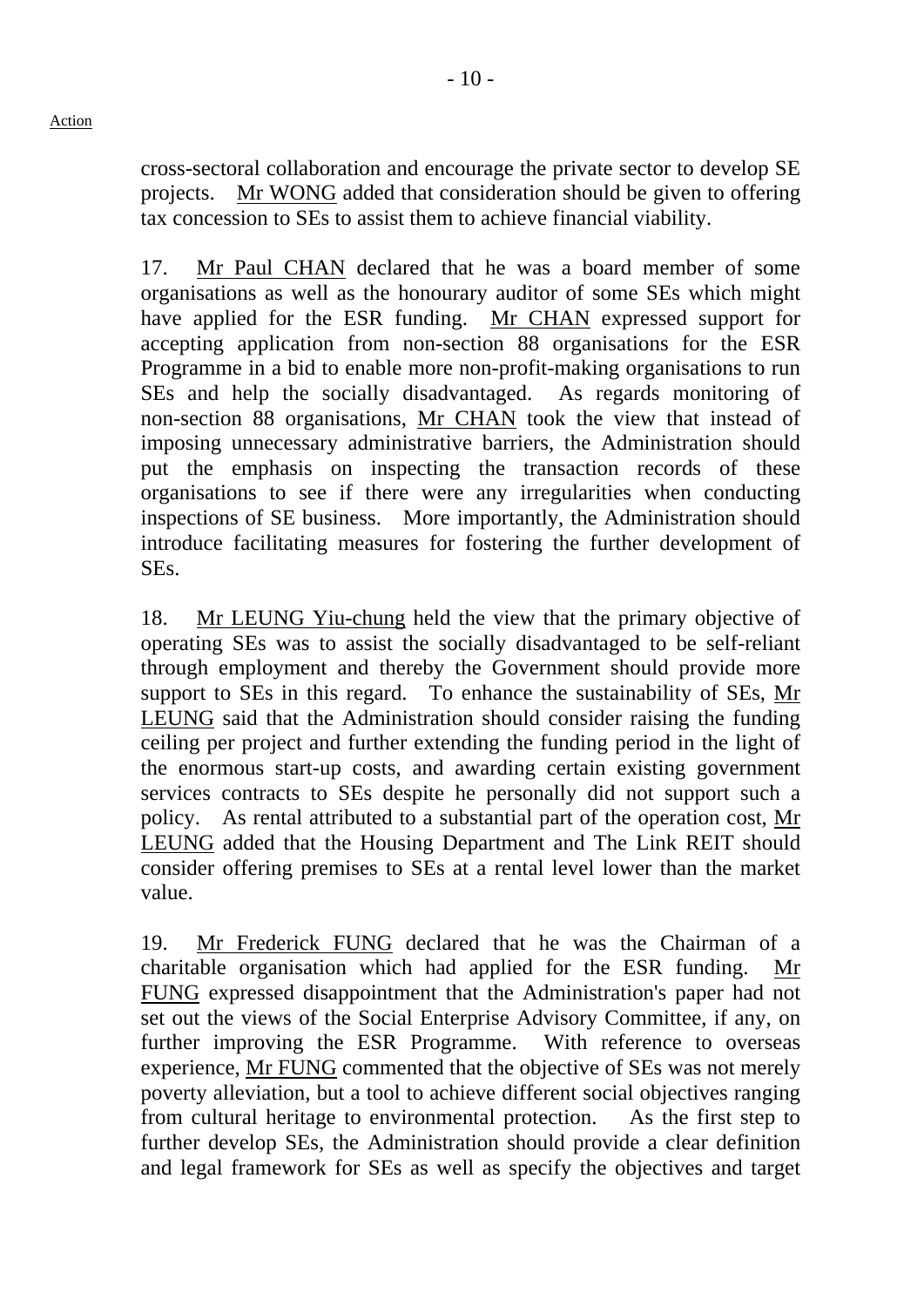cross-sectoral collaboration and encourage the private sector to develop SE projects. Mr WONG added that consideration should be given to offering tax concession to SEs to assist them to achieve financial viability.

17. Mr Paul CHAN declared that he was a board member of some organisations as well as the honourary auditor of some SEs which might have applied for the ESR funding. Mr CHAN expressed support for accepting application from non-section 88 organisations for the ESR Programme in a bid to enable more non-profit-making organisations to run SEs and help the socially disadvantaged. As regards monitoring of non-section 88 organisations, Mr CHAN took the view that instead of imposing unnecessary administrative barriers, the Administration should put the emphasis on inspecting the transaction records of these organisations to see if there were any irregularities when conducting inspections of SE business. More importantly, the Administration should introduce facilitating measures for fostering the further development of SEs.

18. Mr LEUNG Yiu-chung held the view that the primary objective of operating SEs was to assist the socially disadvantaged to be self-reliant through employment and thereby the Government should provide more support to SEs in this regard. To enhance the sustainability of SEs, Mr LEUNG said that the Administration should consider raising the funding ceiling per project and further extending the funding period in the light of the enormous start-up costs, and awarding certain existing government services contracts to SEs despite he personally did not support such a policy. As rental attributed to a substantial part of the operation cost, Mr LEUNG added that the Housing Department and The Link REIT should consider offering premises to SEs at a rental level lower than the market value.

19. Mr Frederick FUNG declared that he was the Chairman of a charitable organisation which had applied for the ESR funding. Mr FUNG expressed disappointment that the Administration's paper had not set out the views of the Social Enterprise Advisory Committee, if any, on further improving the ESR Programme. With reference to overseas experience, Mr FUNG commented that the objective of SEs was not merely poverty alleviation, but a tool to achieve different social objectives ranging from cultural heritage to environmental protection. As the first step to further develop SEs, the Administration should provide a clear definition and legal framework for SEs as well as specify the objectives and target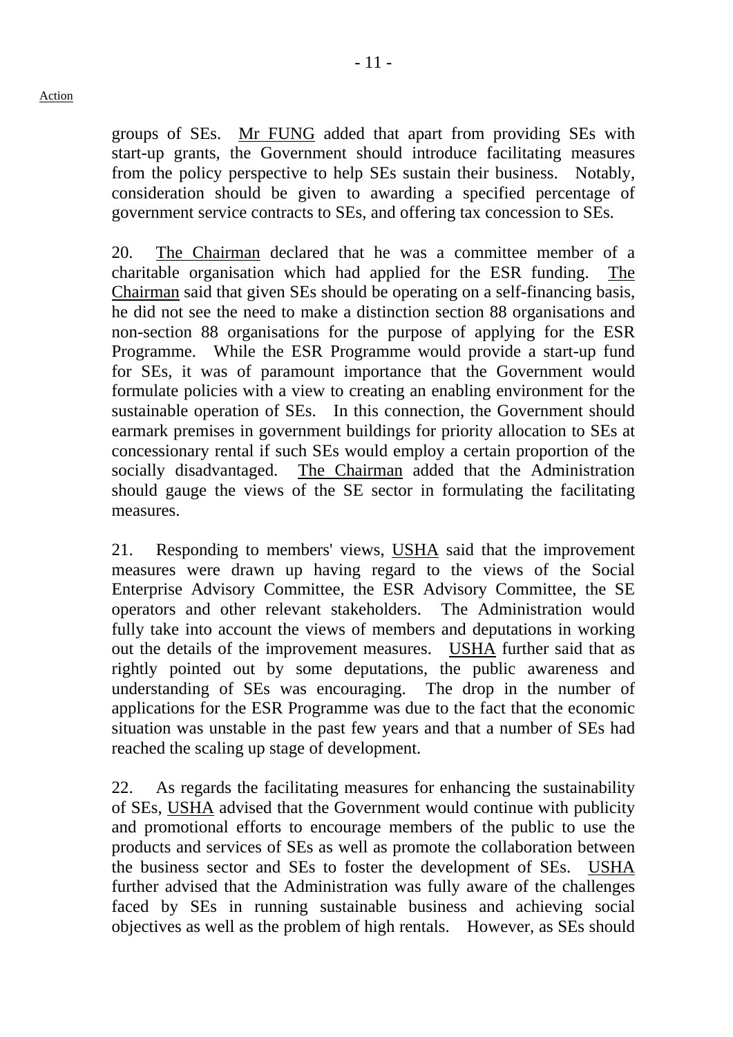groups of SEs. Mr FUNG added that apart from providing SEs with start-up grants, the Government should introduce facilitating measures from the policy perspective to help SEs sustain their business. Notably, consideration should be given to awarding a specified percentage of government service contracts to SEs, and offering tax concession to SEs.

20. The Chairman declared that he was a committee member of a charitable organisation which had applied for the ESR funding. The Chairman said that given SEs should be operating on a self-financing basis, he did not see the need to make a distinction section 88 organisations and non-section 88 organisations for the purpose of applying for the ESR Programme. While the ESR Programme would provide a start-up fund for SEs, it was of paramount importance that the Government would formulate policies with a view to creating an enabling environment for the sustainable operation of SEs. In this connection, the Government should earmark premises in government buildings for priority allocation to SEs at concessionary rental if such SEs would employ a certain proportion of the socially disadvantaged. The Chairman added that the Administration should gauge the views of the SE sector in formulating the facilitating measures.

21. Responding to members' views, USHA said that the improvement measures were drawn up having regard to the views of the Social Enterprise Advisory Committee, the ESR Advisory Committee, the SE operators and other relevant stakeholders. The Administration would fully take into account the views of members and deputations in working out the details of the improvement measures. USHA further said that as rightly pointed out by some deputations, the public awareness and understanding of SEs was encouraging. The drop in the number of applications for the ESR Programme was due to the fact that the economic situation was unstable in the past few years and that a number of SEs had reached the scaling up stage of development.

22. As regards the facilitating measures for enhancing the sustainability of SEs, USHA advised that the Government would continue with publicity and promotional efforts to encourage members of the public to use the products and services of SEs as well as promote the collaboration between the business sector and SEs to foster the development of SEs. USHA further advised that the Administration was fully aware of the challenges faced by SEs in running sustainable business and achieving social objectives as well as the problem of high rentals. However, as SEs should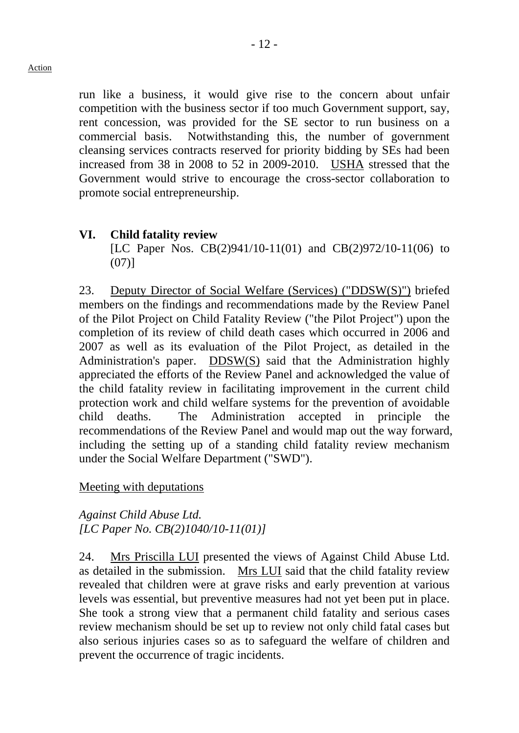run like a business, it would give rise to the concern about unfair competition with the business sector if too much Government support, say, rent concession, was provided for the SE sector to run business on a commercial basis. Notwithstanding this, the number of government cleansing services contracts reserved for priority bidding by SEs had been increased from 38 in 2008 to 52 in 2009-2010. USHA stressed that the Government would strive to encourage the cross-sector collaboration to promote social entrepreneurship.

## VI. Child fatality review

[LC Paper Nos. CB(2)941/10-11(01) and CB(2)972/10-11(06) to (07)]

23. Deputy Director of Social Welfare (Services) ("DDSW(S)") briefed members on the findings and recommendations made by the Review Panel of the Pilot Project on Child Fatality Review ("the Pilot Project") upon the completion of its review of child death cases which occurred in 2006 and 2007 as well as its evaluation of the Pilot Project, as detailed in the Administration's paper. DDSW(S) said that the Administration highly appreciated the efforts of the Review Panel and acknowledged the value of the child fatality review in facilitating improvement in the current child protection work and child welfare systems for the prevention of avoidable child deaths. The Administration accepted in principle the recommendations of the Review Panel and would map out the way forward, including the setting up of a standing child fatality review mechanism under the Social Welfare Department ("SWD").

Meeting with deputations

*Against Child Abuse Ltd.*
*[LC Paper No. CB(2)1040/10-11(01)]*

24. Mrs Priscilla LUI presented the views of Against Child Abuse Ltd. as detailed in the submission. Mrs LUI said that the child fatality review revealed that children were at grave risks and early prevention at various levels was essential, but preventive measures had not yet been put in place. She took a strong view that a permanent child fatality and serious cases review mechanism should be set up to review not only child fatal cases but also serious injuries cases so as to safeguard the welfare of children and prevent the occurrence of tragic incidents.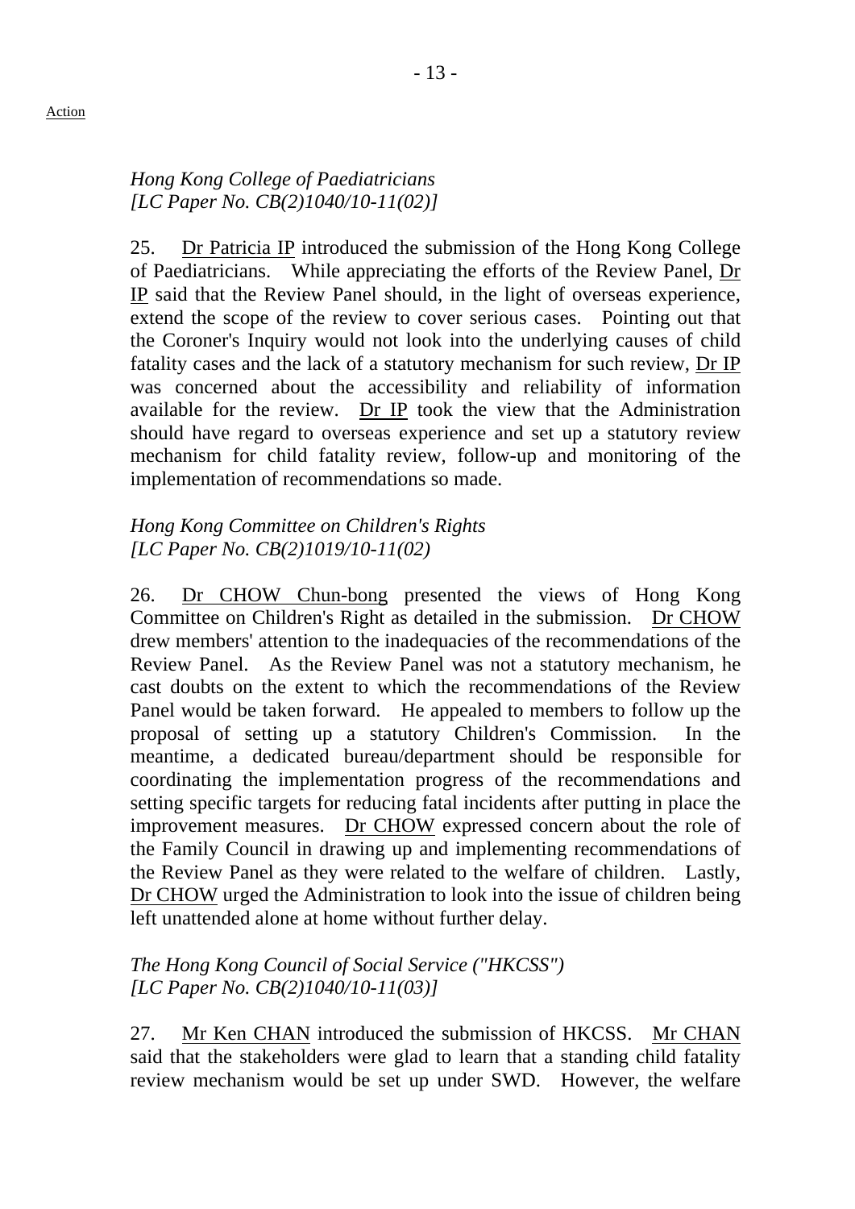*Hong Kong College of Paediatricians*
*[LC Paper No. CB(2)1040/10-11(02)]*

25. Dr Patricia IP introduced the submission of the Hong Kong College of Paediatricians. While appreciating the efforts of the Review Panel, Dr IP said that the Review Panel should, in the light of overseas experience, extend the scope of the review to cover serious cases. Pointing out that the Coroner's Inquiry would not look into the underlying causes of child fatality cases and the lack of a statutory mechanism for such review, Dr IP was concerned about the accessibility and reliability of information available for the review. Dr IP took the view that the Administration should have regard to overseas experience and set up a statutory review mechanism for child fatality review, follow-up and monitoring of the implementation of recommendations so made.

*Hong Kong Committee on Children's Rights*
*[LC Paper No. CB(2)1019/10-11(02)*

26. Dr CHOW Chun-bong presented the views of Hong Kong Committee on Children's Right as detailed in the submission. Dr CHOW drew members' attention to the inadequacies of the recommendations of the Review Panel. As the Review Panel was not a statutory mechanism, he cast doubts on the extent to which the recommendations of the Review Panel would be taken forward. He appealed to members to follow up the proposal of setting up a statutory Children's Commission. In the meantime, a dedicated bureau/department should be responsible for coordinating the implementation progress of the recommendations and setting specific targets for reducing fatal incidents after putting in place the improvement measures. Dr CHOW expressed concern about the role of the Family Council in drawing up and implementing recommendations of the Review Panel as they were related to the welfare of children. Lastly, Dr CHOW urged the Administration to look into the issue of children being left unattended alone at home without further delay.

*The Hong Kong Council of Social Service ("HKCSS")*
*[LC Paper No. CB(2)1040/10-11(03)]*

27. Mr Ken CHAN introduced the submission of HKCSS. Mr CHAN said that the stakeholders were glad to learn that a standing child fatality review mechanism would be set up under SWD. However, the welfare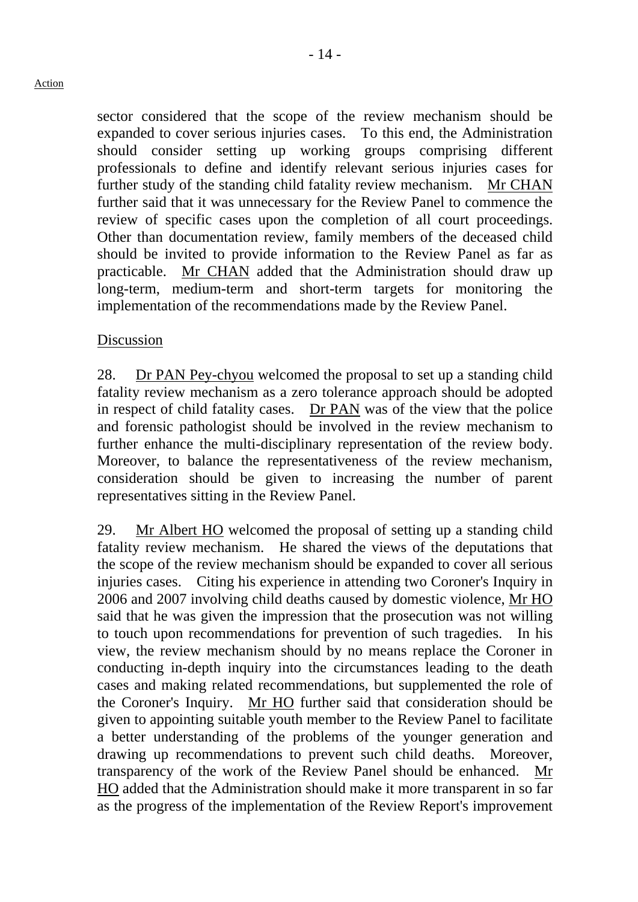sector considered that the scope of the review mechanism should be expanded to cover serious injuries cases. To this end, the Administration should consider setting up working groups comprising different professionals to define and identify relevant serious injuries cases for further study of the standing child fatality review mechanism. Mr CHAN further said that it was unnecessary for the Review Panel to commence the review of specific cases upon the completion of all court proceedings. Other than documentation review, family members of the deceased child should be invited to provide information to the Review Panel as far as practicable. Mr CHAN added that the Administration should draw up long-term, medium-term and short-term targets for monitoring the implementation of the recommendations made by the Review Panel.

Discussion

28. Dr PAN Pey-chyou welcomed the proposal to set up a standing child fatality review mechanism as a zero tolerance approach should be adopted in respect of child fatality cases. Dr PAN was of the view that the police and forensic pathologist should be involved in the review mechanism to further enhance the multi-disciplinary representation of the review body. Moreover, to balance the representativeness of the review mechanism, consideration should be given to increasing the number of parent representatives sitting in the Review Panel.

29. Mr Albert HO welcomed the proposal of setting up a standing child fatality review mechanism. He shared the views of the deputations that the scope of the review mechanism should be expanded to cover all serious injuries cases. Citing his experience in attending two Coroner's Inquiry in 2006 and 2007 involving child deaths caused by domestic violence, Mr HO said that he was given the impression that the prosecution was not willing to touch upon recommendations for prevention of such tragedies. In his view, the review mechanism should by no means replace the Coroner in conducting in-depth inquiry into the circumstances leading to the death cases and making related recommendations, but supplemented the role of the Coroner's Inquiry. Mr HO further said that consideration should be given to appointing suitable youth member to the Review Panel to facilitate a better understanding of the problems of the younger generation and drawing up recommendations to prevent such child deaths. Moreover, transparency of the work of the Review Panel should be enhanced. Mr HO added that the Administration should make it more transparent in so far as the progress of the implementation of the Review Report's improvement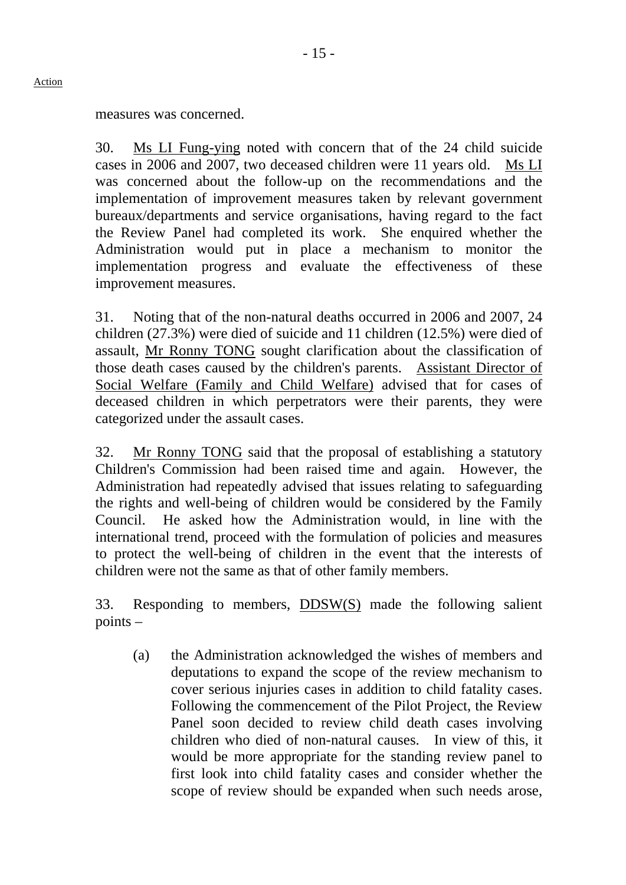Action

measures was concerned.

30. Ms LI Fung-ying noted with concern that of the 24 child suicide cases in 2006 and 2007, two deceased children were 11 years old. Ms LI was concerned about the follow-up on the recommendations and the implementation of improvement measures taken by relevant government bureaux/departments and service organisations, having regard to the fact the Review Panel had completed its work. She enquired whether the Administration would put in place a mechanism to monitor the implementation progress and evaluate the effectiveness of these improvement measures.

31. Noting that of the non-natural deaths occurred in 2006 and 2007, 24 children (27.3%) were died of suicide and 11 children (12.5%) were died of assault, Mr Ronny TONG sought clarification about the classification of those death cases caused by the children's parents. Assistant Director of Social Welfare (Family and Child Welfare) advised that for cases of deceased children in which perpetrators were their parents, they were categorized under the assault cases.

32. Mr Ronny TONG said that the proposal of establishing a statutory Children's Commission had been raised time and again. However, the Administration had repeatedly advised that issues relating to safeguarding the rights and well-being of children would be considered by the Family Council. He asked how the Administration would, in line with the international trend, proceed with the formulation of policies and measures to protect the well-being of children in the event that the interests of children were not the same as that of other family members.

33. Responding to members, DDSW(S) made the following salient points –

(a) the Administration acknowledged the wishes of members and deputations to expand the scope of the review mechanism to cover serious injuries cases in addition to child fatality cases. Following the commencement of the Pilot Project, the Review Panel soon decided to review child death cases involving children who died of non-natural causes. In view of this, it would be more appropriate for the standing review panel to first look into child fatality cases and consider whether the scope of review should be expanded when such needs arose,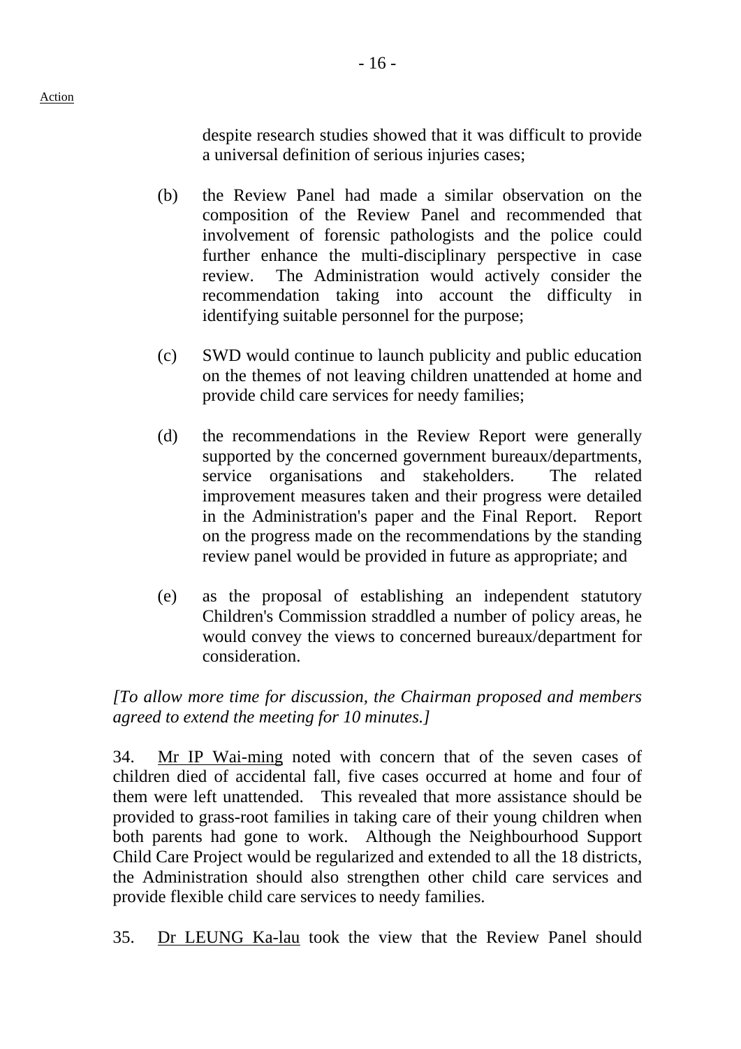despite research studies showed that it was difficult to provide a universal definition of serious injuries cases;

(b) the Review Panel had made a similar observation on the composition of the Review Panel and recommended that involvement of forensic pathologists and the police could further enhance the multi-disciplinary perspective in case review. The Administration would actively consider the recommendation taking into account the difficulty in identifying suitable personnel for the purpose;

(c) SWD would continue to launch publicity and public education on the themes of not leaving children unattended at home and provide child care services for needy families;

(d) the recommendations in the Review Report were generally supported by the concerned government bureaux/departments, service organisations and stakeholders. The related improvement measures taken and their progress were detailed in the Administration's paper and the Final Report. Report on the progress made on the recommendations by the standing review panel would be provided in future as appropriate; and

(e) as the proposal of establishing an independent statutory Children's Commission straddled a number of policy areas, he would convey the views to concerned bureaux/department for consideration.

*[To allow more time for discussion, the Chairman proposed and members agreed to extend the meeting for 10 minutes.]*

34. Mr IP Wai-ming noted with concern that of the seven cases of children died of accidental fall, five cases occurred at home and four of them were left unattended. This revealed that more assistance should be provided to grass-root families in taking care of their young children when both parents had gone to work. Although the Neighbourhood Support Child Care Project would be regularized and extended to all the 18 districts, the Administration should also strengthen other child care services and provide flexible child care services to needy families.

35. Dr LEUNG Ka-lau took the view that the Review Panel should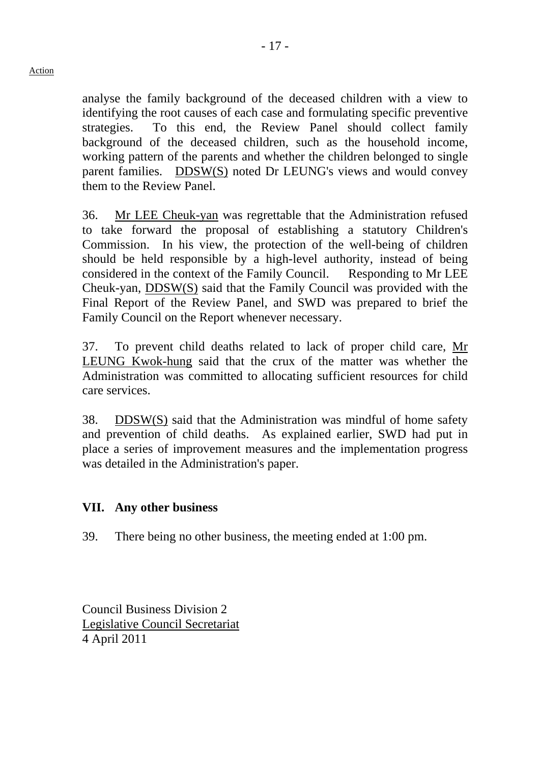analyse the family background of the deceased children with a view to identifying the root causes of each case and formulating specific preventive strategies. To this end, the Review Panel should collect family background of the deceased children, such as the household income, working pattern of the parents and whether the children belonged to single parent families. DDSW(S) noted Dr LEUNG's views and would convey them to the Review Panel.

36. Mr LEE Cheuk-yan was regrettable that the Administration refused to take forward the proposal of establishing a statutory Children's Commission. In his view, the protection of the well-being of children should be held responsible by a high-level authority, instead of being considered in the context of the Family Council. Responding to Mr LEE Cheuk-yan, DDSW(S) said that the Family Council was provided with the Final Report of the Review Panel, and SWD was prepared to brief the Family Council on the Report whenever necessary.

37. To prevent child deaths related to lack of proper child care, Mr LEUNG Kwok-hung said that the crux of the matter was whether the Administration was committed to allocating sufficient resources for child care services.

38. DDSW(S) said that the Administration was mindful of home safety and prevention of child deaths. As explained earlier, SWD had put in place a series of improvement measures and the implementation progress was detailed in the Administration's paper.

## VII. Any other business

39. There being no other business, the meeting ended at 1:00 pm.

Council Business Division 2
Legislative Council Secretariat
4 April 2011